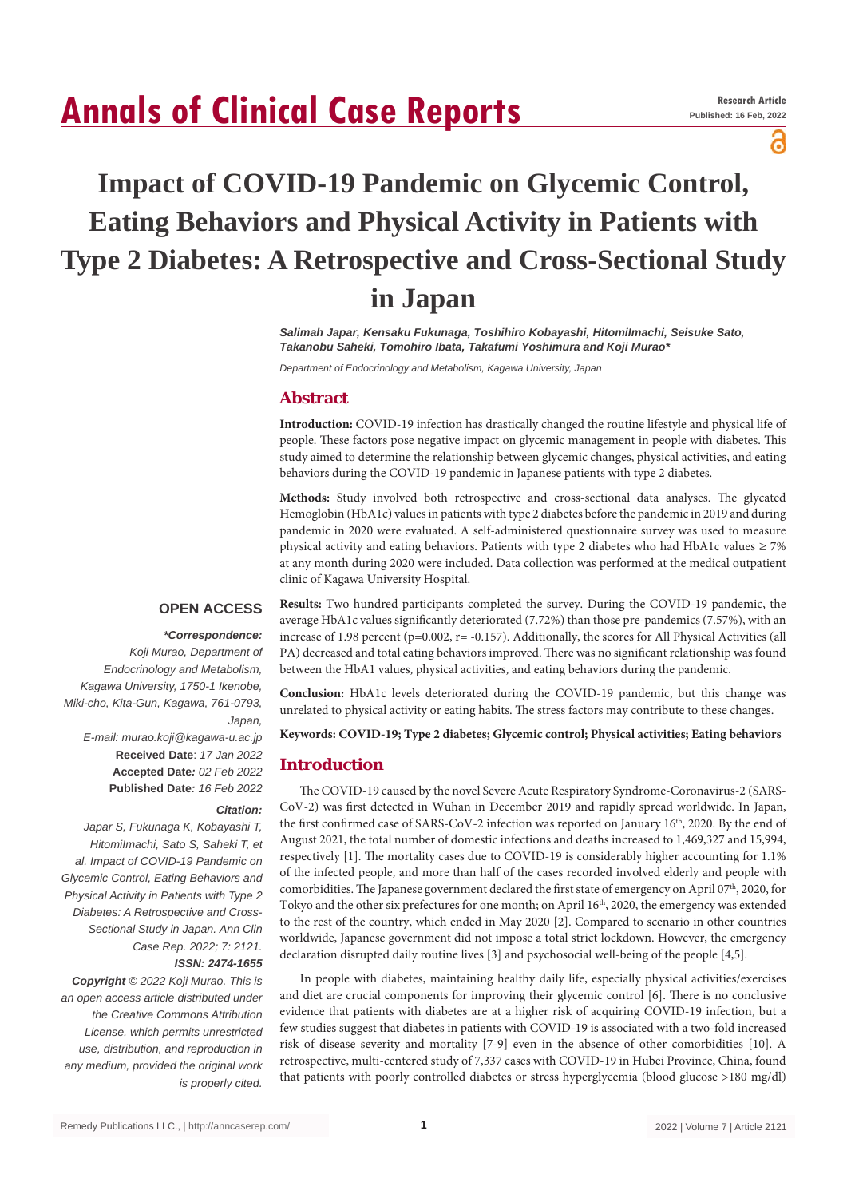# Impact of COVID-19 Pandemic on Glycemic Control, Eating Behaviors and Physical Activity in Patients with Type 2 Diabetes: A Retrospective and Cross-Sectional Study in Japan

***Salimah Japar, Kensaku Fukunaga, Toshihiro Kobayashi, HitomiImachi, Seisuke Sato, Takanobu Saheki, Tomohiro Ibata, Takafumi Yoshimura and Koji Murao****

*Department of Endocrinology and Metabolism, Kagawa University, Japan*

## Abstract

**Introduction:** COVID-19 infection has drastically changed the routine lifestyle and physical life of people. These factors pose negative impact on glycemic management in people with diabetes. This study aimed to determine the relationship between glycemic changes, physical activities, and eating behaviors during the COVID-19 pandemic in Japanese patients with type 2 diabetes.

**Methods:** Study involved both retrospective and cross-sectional data analyses. The glycated Hemoglobin (HbA1c) values in patients with type 2 diabetes before the pandemic in 2019 and during pandemic in 2020 were evaluated. A self-administered questionnaire survey was used to measure physical activity and eating behaviors. Patients with type 2 diabetes who had HbA1c values ≥ 7% at any month during 2020 were included. Data collection was performed at the medical outpatient clinic of Kagawa University Hospital.

**Results:** Two hundred participants completed the survey. During the COVID-19 pandemic, the average HbA1c values significantly deteriorated (7.72%) than those pre-pandemics (7.57%), with an increase of 1.98 percent (p=0.002, r= -0.157). Additionally, the scores for All Physical Activities (all PA) decreased and total eating behaviors improved. There was no significant relationship was found between the HbA1 values, physical activities, and eating behaviors during the pandemic.

**Conclusion:** HbA1c levels deteriorated during the COVID-19 pandemic, but this change was unrelated to physical activity or eating habits. The stress factors may contribute to these changes.

**Keywords: COVID-19; Type 2 diabetes; Glycemic control; Physical activities; Eating behaviors**

**OPEN ACCESS**

***\*Correspondence:***

*Koji Murao, Department of Endocrinology and Metabolism, Kagawa University, 1750-1 Ikenobe, Miki-cho, Kita-Gun, Kagawa, 761-0793, Japan,*

*E-mail: murao.koji@kagawa-u.ac.jp*

**Received Date**: *17 Jan 2022*

**Accepted Date***: 02 Feb 2022*

**Published Date***: 16 Feb 2022*

***Citation:***

*Japar S, Fukunaga K, Kobayashi T, HitomiImachi, Sato S, Saheki T, et al. Impact of COVID-19 Pandemic on Glycemic Control, Eating Behaviors and Physical Activity in Patients with Type 2 Diabetes: A Retrospective and Cross-Sectional Study in Japan. Ann Clin Case Rep. 2022; 7: 2121.*

***ISSN: 2474-1655***

***Copyright** © 2022 Koji Murao. This is an open access article distributed under the Creative Commons Attribution License, which permits unrestricted use, distribution, and reproduction in any medium, provided the original work is properly cited.*

## Introduction

The COVID-19 caused by the novel Severe Acute Respiratory Syndrome-Coronavirus-2 (SARS-CoV-2) was first detected in Wuhan in December 2019 and rapidly spread worldwide. In Japan, the first confirmed case of SARS-CoV-2 infection was reported on January 16th, 2020. By the end of August 2021, the total number of domestic infections and deaths increased to 1,469,327 and 15,994, respectively [1]. The mortality cases due to COVID-19 is considerably higher accounting for 1.1% of the infected people, and more than half of the cases recorded involved elderly and people with comorbidities. The Japanese government declared the first state of emergency on April 07th, 2020, for Tokyo and the other six prefectures for one month; on April 16th, 2020, the emergency was extended to the rest of the country, which ended in May 2020 [2]. Compared to scenario in other countries worldwide, Japanese government did not impose a total strict lockdown. However, the emergency declaration disrupted daily routine lives [3] and psychosocial well-being of the people [4,5].

In people with diabetes, maintaining healthy daily life, especially physical activities/exercises and diet are crucial components for improving their glycemic control [6]. There is no conclusive evidence that patients with diabetes are at a higher risk of acquiring COVID-19 infection, but a few studies suggest that diabetes in patients with COVID-19 is associated with a two-fold increased risk of disease severity and mortality [7-9] even in the absence of other comorbidities [10]. A retrospective, multi-centered study of 7,337 cases with COVID-19 in Hubei Province, China, found that patients with poorly controlled diabetes or stress hyperglycemia (blood glucose >180 mg/dl)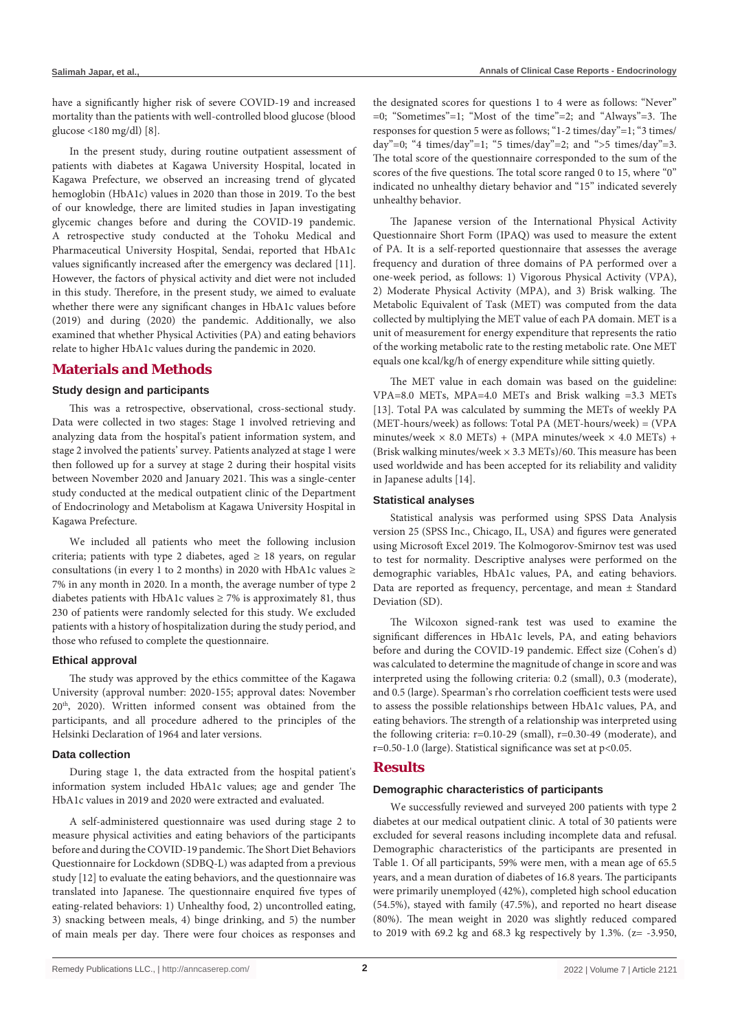have a significantly higher risk of severe COVID-19 and increased mortality than the patients with well-controlled blood glucose (blood glucose <180 mg/dl) [8].

In the present study, during routine outpatient assessment of patients with diabetes at Kagawa University Hospital, located in Kagawa Prefecture, we observed an increasing trend of glycated hemoglobin (HbA1c) values in 2020 than those in 2019. To the best of our knowledge, there are limited studies in Japan investigating glycemic changes before and during the COVID-19 pandemic. A retrospective study conducted at the Tohoku Medical and Pharmaceutical University Hospital, Sendai, reported that HbA1c values significantly increased after the emergency was declared [11]. However, the factors of physical activity and diet were not included in this study. Therefore, in the present study, we aimed to evaluate whether there were any significant changes in HbA1c values before (2019) and during (2020) the pandemic. Additionally, we also examined that whether Physical Activities (PA) and eating behaviors relate to higher HbA1c values during the pandemic in 2020.

## Materials and Methods

### Study design and participants

This was a retrospective, observational, cross-sectional study. Data were collected in two stages: Stage 1 involved retrieving and analyzing data from the hospital's patient information system, and stage 2 involved the patients' survey. Patients analyzed at stage 1 were then followed up for a survey at stage 2 during their hospital visits between November 2020 and January 2021. This was a single-center study conducted at the medical outpatient clinic of the Department of Endocrinology and Metabolism at Kagawa University Hospital in Kagawa Prefecture.

We included all patients who meet the following inclusion criteria; patients with type 2 diabetes, aged ≥ 18 years, on regular consultations (in every 1 to 2 months) in 2020 with HbA1c values ≥ 7% in any month in 2020. In a month, the average number of type 2 diabetes patients with HbA1c values ≥ 7% is approximately 81, thus 230 of patients were randomly selected for this study. We excluded patients with a history of hospitalization during the study period, and those who refused to complete the questionnaire.

### Ethical approval

The study was approved by the ethics committee of the Kagawa University (approval number: 2020-155; approval dates: November 20th, 2020). Written informed consent was obtained from the participants, and all procedure adhered to the principles of the Helsinki Declaration of 1964 and later versions.

### Data collection

During stage 1, the data extracted from the hospital patient's information system included HbA1c values; age and gender The HbA1c values in 2019 and 2020 were extracted and evaluated.

A self-administered questionnaire was used during stage 2 to measure physical activities and eating behaviors of the participants before and during the COVID-19 pandemic. The Short Diet Behaviors Questionnaire for Lockdown (SDBQ-L) was adapted from a previous study [12] to evaluate the eating behaviors, and the questionnaire was translated into Japanese. The questionnaire enquired five types of eating-related behaviors: 1) Unhealthy food, 2) uncontrolled eating, 3) snacking between meals, 4) binge drinking, and 5) the number of main meals per day. There were four choices as responses and the designated scores for questions 1 to 4 were as follows: "Never" =0; "Sometimes"=1; "Most of the time"=2; and "Always"=3. The responses for question 5 were as follows; "1-2 times/day"=1; "3 times/day"=0; "4 times/day"=1; "5 times/day"=2; and ">5 times/day"=3. The total score of the questionnaire corresponded to the sum of the scores of the five questions. The total score ranged 0 to 15, where "0" indicated no unhealthy dietary behavior and "15" indicated severely unhealthy behavior.

The Japanese version of the International Physical Activity Questionnaire Short Form (IPAQ) was used to measure the extent of PA. It is a self-reported questionnaire that assesses the average frequency and duration of three domains of PA performed over a one-week period, as follows: 1) Vigorous Physical Activity (VPA), 2) Moderate Physical Activity (MPA), and 3) Brisk walking. The Metabolic Equivalent of Task (MET) was computed from the data collected by multiplying the MET value of each PA domain. MET is a unit of measurement for energy expenditure that represents the ratio of the working metabolic rate to the resting metabolic rate. One MET equals one kcal/kg/h of energy expenditure while sitting quietly.

The MET value in each domain was based on the guideline: VPA=8.0 METs, MPA=4.0 METs and Brisk walking =3.3 METs [13]. Total PA was calculated by summing the METs of weekly PA (MET-hours/week) as follows: Total PA (MET-hours/week) = (VPA minutes/week × 8.0 METs) + (MPA minutes/week × 4.0 METs) + (Brisk walking minutes/week × 3.3 METs)/60. This measure has been used worldwide and has been accepted for its reliability and validity in Japanese adults [14].

### Statistical analyses

Statistical analysis was performed using SPSS Data Analysis version 25 (SPSS Inc., Chicago, IL, USA) and figures were generated using Microsoft Excel 2019. The Kolmogorov-Smirnov test was used to test for normality. Descriptive analyses were performed on the demographic variables, HbA1c values, PA, and eating behaviors. Data are reported as frequency, percentage, and mean ± Standard Deviation (SD).

The Wilcoxon signed-rank test was used to examine the significant differences in HbA1c levels, PA, and eating behaviors before and during the COVID-19 pandemic. Effect size (Cohen's d) was calculated to determine the magnitude of change in score and was interpreted using the following criteria: 0.2 (small), 0.3 (moderate), and 0.5 (large). Spearman's rho correlation coefficient tests were used to assess the possible relationships between HbA1c values, PA, and eating behaviors. The strength of a relationship was interpreted using the following criteria: r=0.10-29 (small), r=0.30-49 (moderate), and r=0.50-1.0 (large). Statistical significance was set at $p<0.05$.

## Results

### Demographic characteristics of participants

We successfully reviewed and surveyed 200 patients with type 2 diabetes at our medical outpatient clinic. A total of 30 patients were excluded for several reasons including incomplete data and refusal. Demographic characteristics of the participants are presented in Table 1. Of all participants, 59% were men, with a mean age of 65.5 years, and a mean duration of diabetes of 16.8 years. The participants were primarily unemployed (42%), completed high school education (54.5%), stayed with family (47.5%), and reported no heart disease (80%). The mean weight in 2020 was slightly reduced compared to 2019 with 69.2 kg and 68.3 kg respectively by 1.3%. (z= -3.950,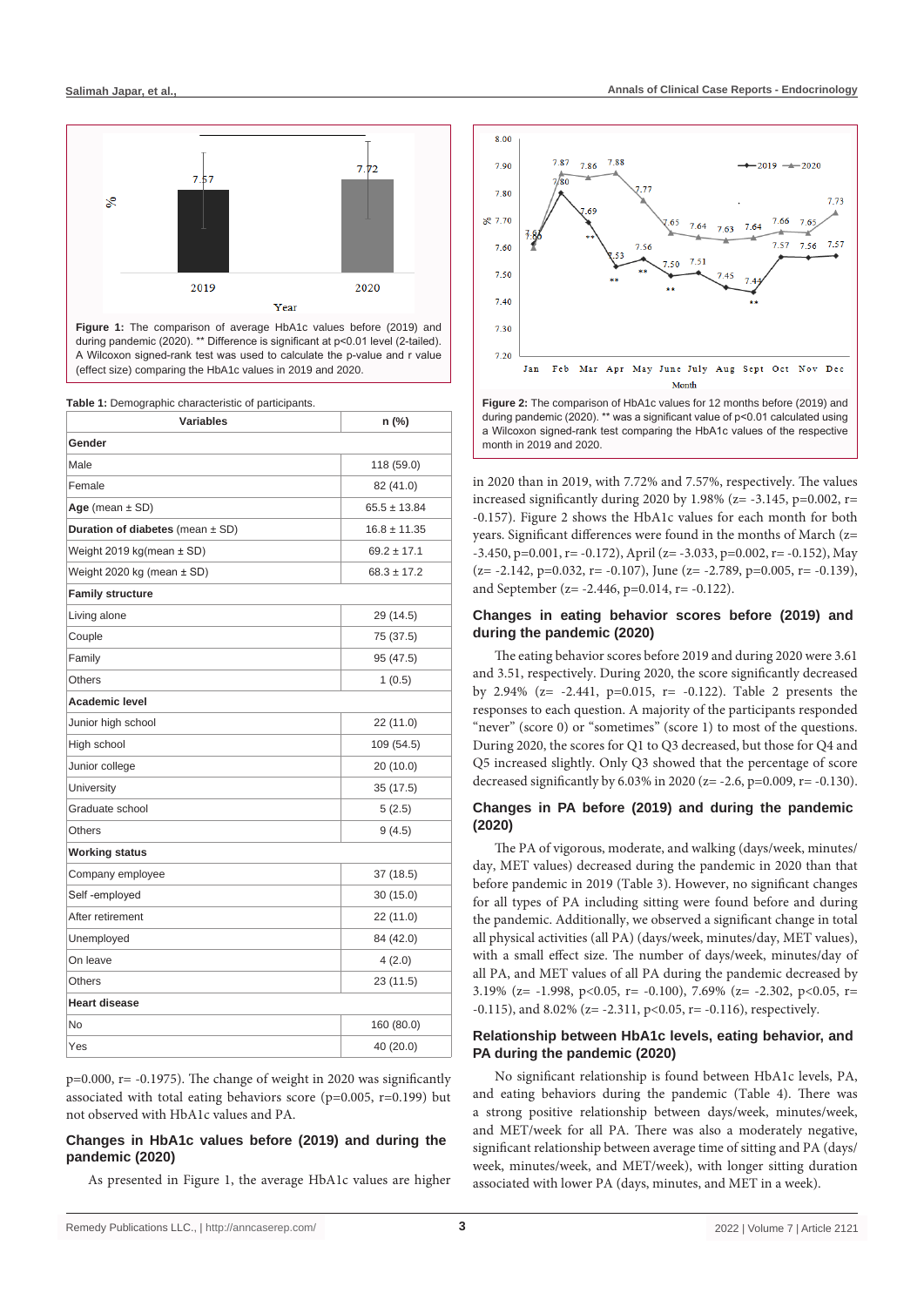Figure 1: The comparison of average HbA1c values before (2019) and during pandemic (2020). ** Difference is significant at p<0.01 level (2-tailed). A Wilcoxon signed-rank test was used to calculate the p-value and r value (effect size) comparing the HbA1c values in 2019 and 2020.

Table 1: Demographic characteristic of participants.

| Variables | n (%) |
|---|---|
| **Gender** | |
| Male | 118 (59.0) |
| Female | 82 (41.0) |
| **Age** (mean ± SD) | 65.5 ± 13.84 |
| **Duration of diabetes** (mean ± SD) | 16.8 ± 11.35 |
| Weight 2019 kg(mean ± SD) | 69.2 ± 17.1 |
| Weight 2020 kg (mean ± SD) | 68.3 ± 17.2 |
| **Family structure** | |
| Living alone | 29 (14.5) |
| Couple | 75 (37.5) |
| Family | 95 (47.5) |
| Others | 1 (0.5) |
| **Academic level** | |
| Junior high school | 22 (11.0) |
| High school | 109 (54.5) |
| Junior college | 20 (10.0) |
| University | 35 (17.5) |
| Graduate school | 5 (2.5) |
| Others | 9 (4.5) |
| **Working status** | |
| Company employee | 37 (18.5) |
| Self -employed | 30 (15.0) |
| After retirement | 22 (11.0) |
| Unemployed | 84 (42.0) |
| On leave | 4 (2.0) |
| Others | 23 (11.5) |
| **Heart disease** | |
| No | 160 (80.0) |
| Yes | 40 (20.0) |

p=0.000, r= -0.1975). The change of weight in 2020 was significantly associated with total eating behaviors score (p=0.005, r=0.199) but not observed with HbA1c values and PA.

## Changes in HbA1c values before (2019) and during the pandemic (2020)

As presented in Figure 1, the average HbA1c values are higher in 2020 than in 2019, with 7.72% and 7.57%, respectively. The values increased significantly during 2020 by 1.98% (z= -3.145, p=0.002, r= -0.157). Figure 2 shows the HbA1c values for each month for both years. Significant differences were found in the months of March (z= -3.450, p=0.001, r= -0.172), April (z= -3.033, p=0.002, r= -0.152), May (z= -2.142, p=0.032, r= -0.107), June (z= -2.789, p=0.005, r= -0.139), and September (z= -2.446, p=0.014, r= -0.122).

Figure 2: The comparison of HbA1c values for 12 months before (2019) and during pandemic (2020). ** was a significant value of p<0.01 calculated using a Wilcoxon signed-rank test comparing the HbA1c values of the respective month in 2019 and 2020.

## Changes in eating behavior scores before (2019) and during the pandemic (2020)

The eating behavior scores before 2019 and during 2020 were 3.61 and 3.51, respectively. During 2020, the score significantly decreased by 2.94% (z= -2.441, p=0.015, r= -0.122). Table 2 presents the responses to each question. A majority of the participants responded "never" (score 0) or "sometimes" (score 1) to most of the questions. During 2020, the scores for Q1 to Q3 decreased, but those for Q4 and Q5 increased slightly. Only Q3 showed that the percentage of score decreased significantly by 6.03% in 2020 (z= -2.6, p=0.009, r= -0.130).

## Changes in PA before (2019) and during the pandemic (2020)

The PA of vigorous, moderate, and walking (days/week, minutes/day, MET values) decreased during the pandemic in 2020 than that before pandemic in 2019 (Table 3). However, no significant changes for all types of PA including sitting were found before and during the pandemic. Additionally, we observed a significant change in total all physical activities (all PA) (days/week, minutes/day, MET values), with a small effect size. The number of days/week, minutes/day of all PA, and MET values of all PA during the pandemic decreased by 3.19% (z= -1.998, p<0.05, r= -0.100), 7.69% (z= -2.302, p<0.05, r= -0.115), and 8.02% (z= -2.311, p<0.05, r= -0.116), respectively.

## Relationship between HbA1c levels, eating behavior, and PA during the pandemic (2020)

No significant relationship is found between HbA1c levels, PA, and eating behaviors during the pandemic (Table 4). There was a strong positive relationship between days/week, minutes/week, and MET/week for all PA. There was also a moderately negative, significant relationship between average time of sitting and PA (days/week, minutes/week, and MET/week), with longer sitting duration associated with lower PA (days, minutes, and MET in a week).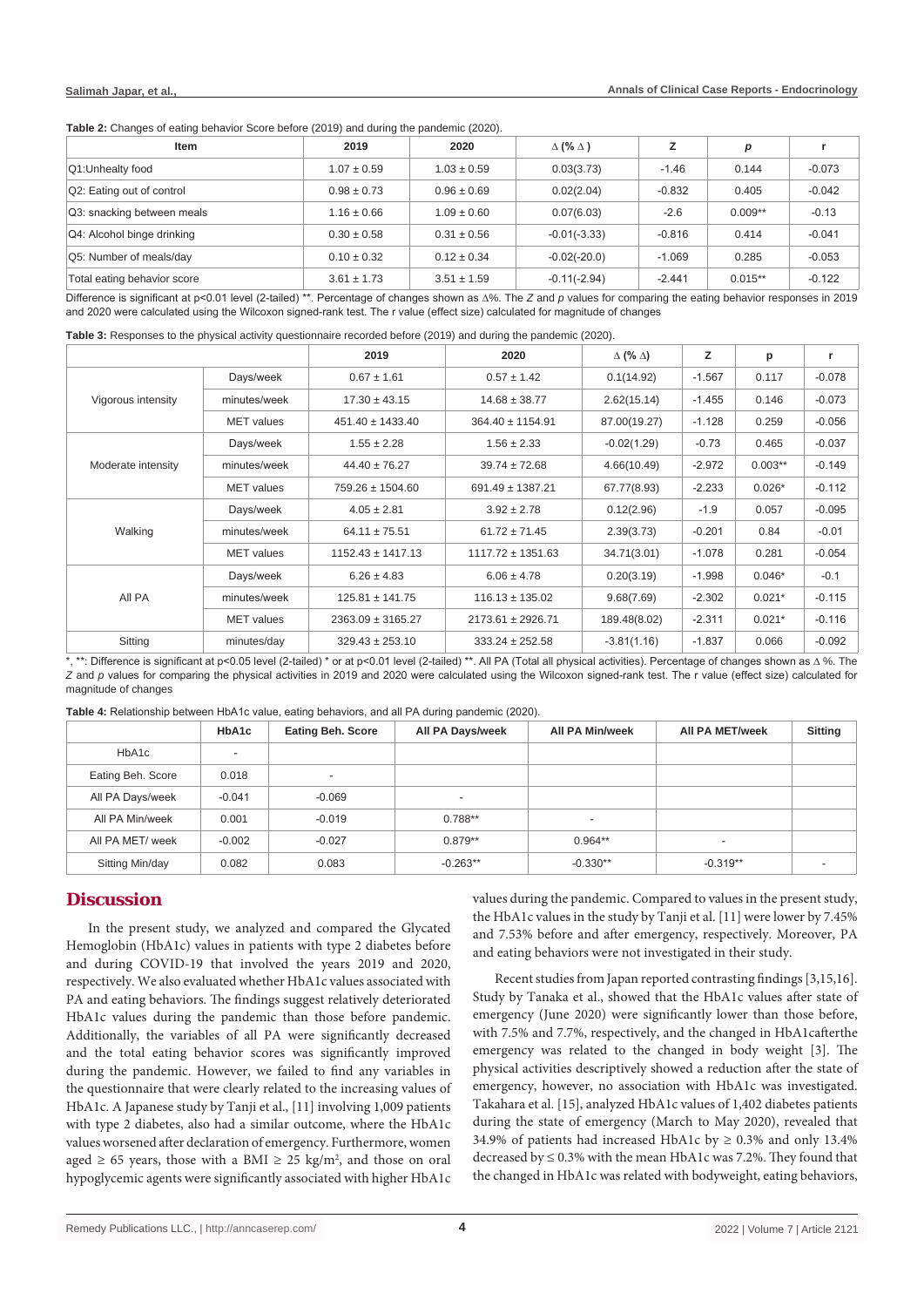**Table 2:** Changes of eating behavior Score before (2019) and during the pandemic (2020).

| Item | 2019 | 2020 | Δ (% Δ ) | Z | *p* | r |
|---|---|---|---|---|---|---|
| Q1:Unhealty food | 1.07 ± 0.59 | 1.03 ± 0.59 | 0.03(3.73) | -1.46 | 0.144 | -0.073 |
| Q2: Eating out of control | 0.98 ± 0.73 | 0.96 ± 0.69 | 0.02(2.04) | -0.832 | 0.405 | -0.042 |
| Q3: snacking between meals | 1.16 ± 0.66 | 1.09 ± 0.60 | 0.07(6.03) | -2.6 | 0.009** | -0.13 |
| Q4: Alcohol binge drinking | 0.30 ± 0.58 | 0.31 ± 0.56 | -0.01(-3.33) | -0.816 | 0.414 | -0.041 |
| Q5: Number of meals/day | 0.10 ± 0.32 | 0.12 ± 0.34 | -0.02(-20.0) | -1.069 | 0.285 | -0.053 |
| Total eating behavior score | 3.61 ± 1.73 | 3.51 ± 1.59 | -0.11(-2.94) | -2.441 | 0.015** | -0.122 |

Difference is significant at p<0.01 level (2-tailed) **. Percentage of changes shown as Δ%. The *Z* and *p* values for comparing the eating behavior responses in 2019 and 2020 were calculated using the Wilcoxon signed-rank test. The r value (effect size) calculated for magnitude of changes

**Table 3:** Responses to the physical activity questionnaire recorded before (2019) and during the pandemic (2020).

| | | 2019 | 2020 | Δ (% Δ) | Z | p | r |
|---|---|---|---|---|---|---|---|
| Vigorous intensity | Days/week | 0.67 ± 1.61 | 0.57 ± 1.42 | 0.1(14.92) | -1.567 | 0.117 | -0.078 |
| | minutes/week | 17.30 ± 43.15 | 14.68 ± 38.77 | 2.62(15.14) | -1.455 | 0.146 | -0.073 |
| | MET values | 451.40 ± 1433.40 | 364.40 ± 1154.91 | 87.00(19.27) | -1.128 | 0.259 | -0.056 |
| Moderate intensity | Days/week | 1.55 ± 2.28 | 1.56 ± 2.33 | -0.02(1.29) | -0.73 | 0.465 | -0.037 |
| | minutes/week | 44.40 ± 76.27 | 39.74 ± 72.68 | 4.66(10.49) | -2.972 | 0.003** | -0.149 |
| | MET values | 759.26 ± 1504.60 | 691.49 ± 1387.21 | 67.77(8.93) | -2.233 | 0.026* | -0.112 |
| Walking | Days/week | 4.05 ± 2.81 | 3.92 ± 2.78 | 0.12(2.96) | -1.9 | 0.057 | -0.095 |
| | minutes/week | 64.11 ± 75.51 | 61.72 ± 71.45 | 2.39(3.73) | -0.201 | 0.84 | -0.01 |
| | MET values | 1152.43 ± 1417.13 | 1117.72 ± 1351.63 | 34.71(3.01) | -1.078 | 0.281 | -0.054 |
| All PA | Days/week | 6.26 ± 4.83 | 6.06 ± 4.78 | 0.20(3.19) | -1.998 | 0.046* | -0.1 |
| | minutes/week | 125.81 ± 141.75 | 116.13 ± 135.02 | 9.68(7.69) | -2.302 | 0.021* | -0.115 |
| | MET values | 2363.09 ± 3165.27 | 2173.61 ± 2926.71 | 189.48(8.02) | -2.311 | 0.021* | -0.116 |
| Sitting | minutes/day | 329.43 ± 253.10 | 333.24 ± 252.58 | -3.81(1.16) | -1.837 | 0.066 | -0.092 |

*, **: Difference is significant at p<0.05 level (2-tailed) * or at p<0.01 level (2-tailed) **. All PA (Total all physical activities). Percentage of changes shown as Δ %. The *Z* and *p* values for comparing the physical activities in 2019 and 2020 were calculated using the Wilcoxon signed-rank test. The r value (effect size) calculated for magnitude of changes

**Table 4:** Relationship between HbA1c value, eating behaviors, and all PA during pandemic (2020).

| | HbA1c | Eating Beh. Score | All PA Days/week | All PA Min/week | All PA MET/week | Sitting |
|---|---|---|---|---|---|---|
| HbA1c | - | | | | | |
| Eating Beh. Score | 0.018 | - | | | | |
| All PA Days/week | -0.041 | -0.069 | - | | | |
| All PA Min/week | 0.001 | -0.019 | 0.788** | - | | |
| All PA MET/ week | -0.002 | -0.027 | 0.879** | 0.964** | - | |
| Sitting Min/day | 0.082 | 0.083 | -0.263** | -0.330** | -0.319** | - |

## Discussion

In the present study, we analyzed and compared the Glycated Hemoglobin (HbA1c) values in patients with type 2 diabetes before and during COVID-19 that involved the years 2019 and 2020, respectively. We also evaluated whether HbA1c values associated with PA and eating behaviors. The findings suggest relatively deteriorated HbA1c values during the pandemic than those before pandemic. Additionally, the variables of all PA were significantly decreased and the total eating behavior scores was significantly improved during the pandemic. However, we failed to find any variables in the questionnaire that were clearly related to the increasing values of HbA1c. A Japanese study by Tanji et al., [11] involving 1,009 patients with type 2 diabetes, also had a similar outcome, where the HbA1c values worsened after declaration of emergency. Furthermore, women aged ≥ 65 years, those with a BMI ≥ 25 kg/m², and those on oral hypoglycemic agents were significantly associated with higher HbA1c values during the pandemic. Compared to values in the present study, the HbA1c values in the study by Tanji et al. [11] were lower by 7.45% and 7.53% before and after emergency, respectively. Moreover, PA and eating behaviors were not investigated in their study.

Recent studies from Japan reported contrasting findings [3,15,16]. Study by Tanaka et al., showed that the HbA1c values after state of emergency (June 2020) were significantly lower than those before, with 7.5% and 7.7%, respectively, and the changed in HbA1cafterthe emergency was related to the changed in body weight [3]. The physical activities descriptively showed a reduction after the state of emergency, however, no association with HbA1c was investigated. Takahara et al. [15], analyzed HbA1c values of 1,402 diabetes patients during the state of emergency (March to May 2020), revealed that 34.9% of patients had increased HbA1c by ≥ 0.3% and only 13.4% decreased by ≤ 0.3% with the mean HbA1c was 7.2%. They found that the changed in HbA1c was related with bodyweight, eating behaviors,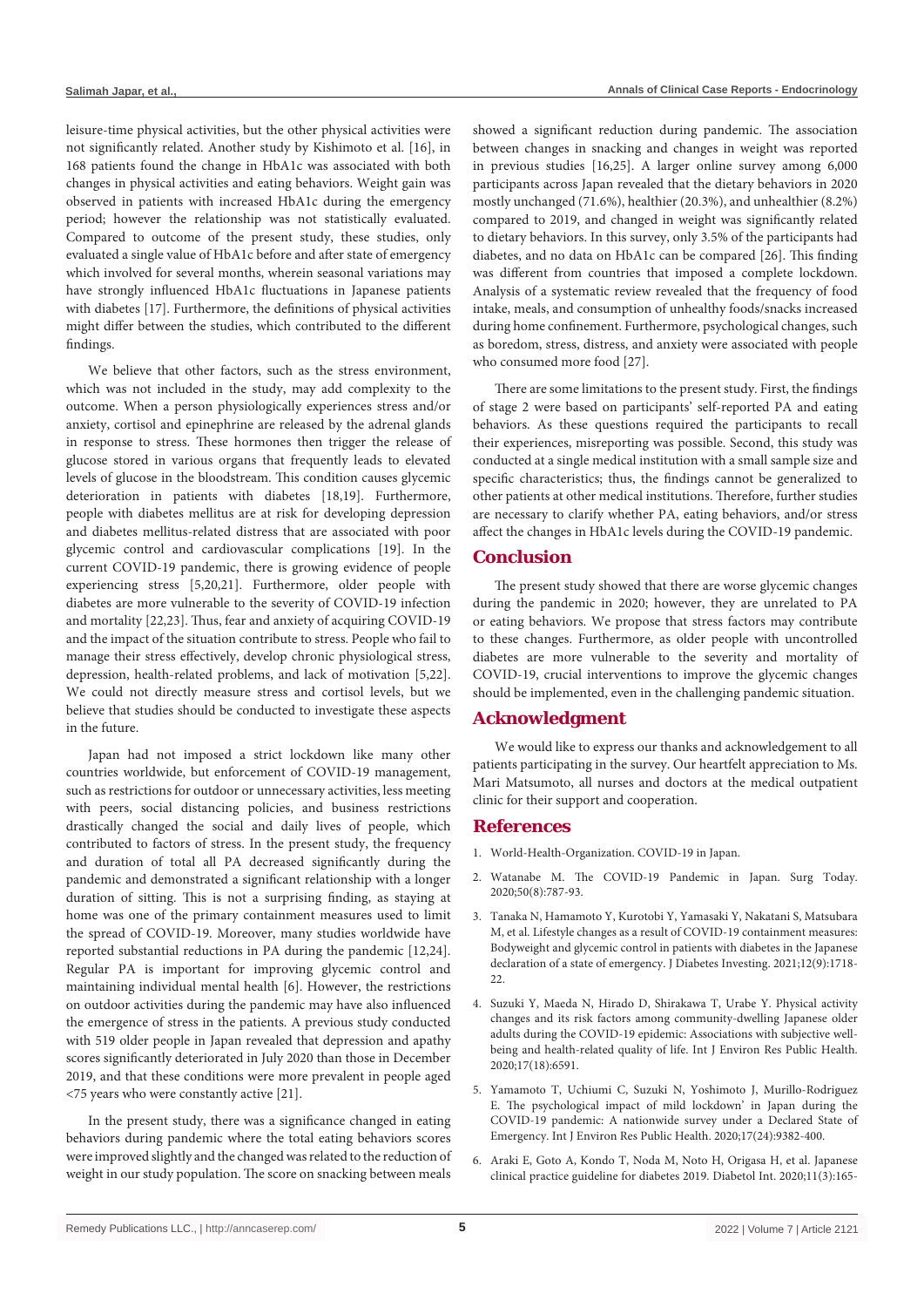leisure-time physical activities, but the other physical activities were not significantly related. Another study by Kishimoto et al. [16], in 168 patients found the change in HbA1c was associated with both changes in physical activities and eating behaviors. Weight gain was observed in patients with increased HbA1c during the emergency period; however the relationship was not statistically evaluated. Compared to outcome of the present study, these studies, only evaluated a single value of HbA1c before and after state of emergency which involved for several months, wherein seasonal variations may have strongly influenced HbA1c fluctuations in Japanese patients with diabetes [17]. Furthermore, the definitions of physical activities might differ between the studies, which contributed to the different findings.

We believe that other factors, such as the stress environment, which was not included in the study, may add complexity to the outcome. When a person physiologically experiences stress and/or anxiety, cortisol and epinephrine are released by the adrenal glands in response to stress. These hormones then trigger the release of glucose stored in various organs that frequently leads to elevated levels of glucose in the bloodstream. This condition causes glycemic deterioration in patients with diabetes [18,19]. Furthermore, people with diabetes mellitus are at risk for developing depression and diabetes mellitus-related distress that are associated with poor glycemic control and cardiovascular complications [19]. In the current COVID-19 pandemic, there is growing evidence of people experiencing stress [5,20,21]. Furthermore, older people with diabetes are more vulnerable to the severity of COVID-19 infection and mortality [22,23]. Thus, fear and anxiety of acquiring COVID-19 and the impact of the situation contribute to stress. People who fail to manage their stress effectively, develop chronic physiological stress, depression, health-related problems, and lack of motivation [5,22]. We could not directly measure stress and cortisol levels, but we believe that studies should be conducted to investigate these aspects in the future.

Japan had not imposed a strict lockdown like many other countries worldwide, but enforcement of COVID-19 management, such as restrictions for outdoor or unnecessary activities, less meeting with peers, social distancing policies, and business restrictions drastically changed the social and daily lives of people, which contributed to factors of stress. In the present study, the frequency and duration of total all PA decreased significantly during the pandemic and demonstrated a significant relationship with a longer duration of sitting. This is not a surprising finding, as staying at home was one of the primary containment measures used to limit the spread of COVID-19. Moreover, many studies worldwide have reported substantial reductions in PA during the pandemic [12,24]. Regular PA is important for improving glycemic control and maintaining individual mental health [6]. However, the restrictions on outdoor activities during the pandemic may have also influenced the emergence of stress in the patients. A previous study conducted with 519 older people in Japan revealed that depression and apathy scores significantly deteriorated in July 2020 than those in December 2019, and that these conditions were more prevalent in people aged <75 years who were constantly active [21].

In the present study, there was a significance changed in eating behaviors during pandemic where the total eating behaviors scores were improved slightly and the changed was related to the reduction of weight in our study population. The score on snacking between meals showed a significant reduction during pandemic. The association between changes in snacking and changes in weight was reported in previous studies [16,25]. A larger online survey among 6,000 participants across Japan revealed that the dietary behaviors in 2020 mostly unchanged (71.6%), healthier (20.3%), and unhealthier (8.2%) compared to 2019, and changed in weight was significantly related to dietary behaviors. In this survey, only 3.5% of the participants had diabetes, and no data on HbA1c can be compared [26]. This finding was different from countries that imposed a complete lockdown. Analysis of a systematic review revealed that the frequency of food intake, meals, and consumption of unhealthy foods/snacks increased during home confinement. Furthermore, psychological changes, such as boredom, stress, distress, and anxiety were associated with people who consumed more food [27].

There are some limitations to the present study. First, the findings of stage 2 were based on participants' self-reported PA and eating behaviors. As these questions required the participants to recall their experiences, misreporting was possible. Second, this study was conducted at a single medical institution with a small sample size and specific characteristics; thus, the findings cannot be generalized to other patients at other medical institutions. Therefore, further studies are necessary to clarify whether PA, eating behaviors, and/or stress affect the changes in HbA1c levels during the COVID-19 pandemic.

## Conclusion

The present study showed that there are worse glycemic changes during the pandemic in 2020; however, they are unrelated to PA or eating behaviors. We propose that stress factors may contribute to these changes. Furthermore, as older people with uncontrolled diabetes are more vulnerable to the severity and mortality of COVID-19, crucial interventions to improve the glycemic changes should be implemented, even in the challenging pandemic situation.

## Acknowledgment

We would like to express our thanks and acknowledgement to all patients participating in the survey. Our heartfelt appreciation to Ms. Mari Matsumoto, all nurses and doctors at the medical outpatient clinic for their support and cooperation.

## References

1. World-Health-Organization. COVID-19 in Japan.
2. Watanabe M. The COVID-19 Pandemic in Japan. Surg Today. 2020;50(8):787-93.
3. Tanaka N, Hamamoto Y, Kurotobi Y, Yamasaki Y, Nakatani S, Matsubara M, et al. Lifestyle changes as a result of COVID-19 containment measures: Bodyweight and glycemic control in patients with diabetes in the Japanese declaration of a state of emergency. J Diabetes Investing. 2021;12(9):1718-22.
4. Suzuki Y, Maeda N, Hirado D, Shirakawa T, Urabe Y. Physical activity changes and its risk factors among community-dwelling Japanese older adults during the COVID-19 epidemic: Associations with subjective well-being and health-related quality of life. Int J Environ Res Public Health. 2020;17(18):6591.
5. Yamamoto T, Uchiumi C, Suzuki N, Yoshimoto J, Murillo-Rodriguez E. The psychological impact of mild lockdown' in Japan during the COVID-19 pandemic: A nationwide survey under a Declared State of Emergency. Int J Environ Res Public Health. 2020;17(24):9382-400.
6. Araki E, Goto A, Kondo T, Noda M, Noto H, Origasa H, et al. Japanese clinical practice guideline for diabetes 2019. Diabetol Int. 2020;11(3):165-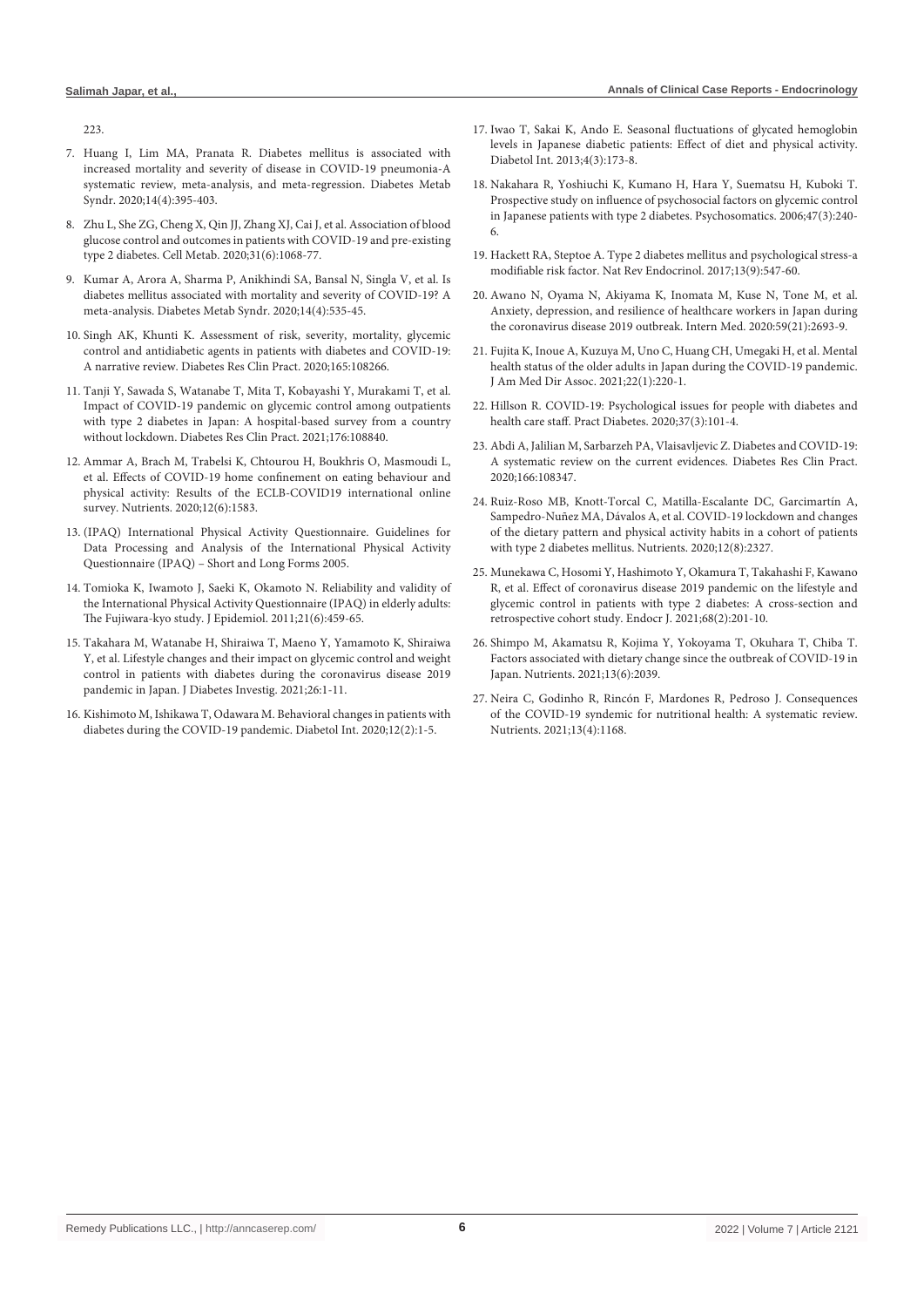223.

7. Huang I, Lim MA, Pranata R. Diabetes mellitus is associated with increased mortality and severity of disease in COVID-19 pneumonia-A systematic review, meta-analysis, and meta-regression. Diabetes Metab Syndr. 2020;14(4):395-403.

8. Zhu L, She ZG, Cheng X, Qin JJ, Zhang XJ, Cai J, et al. Association of blood glucose control and outcomes in patients with COVID-19 and pre-existing type 2 diabetes. Cell Metab. 2020;31(6):1068-77.

9. Kumar A, Arora A, Sharma P, Anikhindi SA, Bansal N, Singla V, et al. Is diabetes mellitus associated with mortality and severity of COVID-19? A meta-analysis. Diabetes Metab Syndr. 2020;14(4):535-45.

10. Singh AK, Khunti K. Assessment of risk, severity, mortality, glycemic control and antidiabetic agents in patients with diabetes and COVID-19: A narrative review. Diabetes Res Clin Pract. 2020;165:108266.

11. Tanji Y, Sawada S, Watanabe T, Mita T, Kobayashi Y, Murakami T, et al. Impact of COVID-19 pandemic on glycemic control among outpatients with type 2 diabetes in Japan: A hospital-based survey from a country without lockdown. Diabetes Res Clin Pract. 2021;176:108840.

12. Ammar A, Brach M, Trabelsi K, Chtourou H, Boukhris O, Masmoudi L, et al. Effects of COVID-19 home confinement on eating behaviour and physical activity: Results of the ECLB-COVID19 international online survey. Nutrients. 2020;12(6):1583.

13. (IPAQ) International Physical Activity Questionnaire. Guidelines for Data Processing and Analysis of the International Physical Activity Questionnaire (IPAQ) – Short and Long Forms 2005.

14. Tomioka K, Iwamoto J, Saeki K, Okamoto N. Reliability and validity of the International Physical Activity Questionnaire (IPAQ) in elderly adults: The Fujiwara-kyo study. J Epidemiol. 2011;21(6):459-65.

15. Takahara M, Watanabe H, Shiraiwa T, Maeno Y, Yamamoto K, Shiraiwa Y, et al. Lifestyle changes and their impact on glycemic control and weight control in patients with diabetes during the coronavirus disease 2019 pandemic in Japan. J Diabetes Investig. 2021;26:1-11.

16. Kishimoto M, Ishikawa T, Odawara M. Behavioral changes in patients with diabetes during the COVID-19 pandemic. Diabetol Int. 2020;12(2):1-5.

17. Iwao T, Sakai K, Ando E. Seasonal fluctuations of glycated hemoglobin levels in Japanese diabetic patients: Effect of diet and physical activity. Diabetol Int. 2013;4(3):173-8.

18. Nakahara R, Yoshiuchi K, Kumano H, Hara Y, Suematsu H, Kuboki T. Prospective study on influence of psychosocial factors on glycemic control in Japanese patients with type 2 diabetes. Psychosomatics. 2006;47(3):240-6.

19. Hackett RA, Steptoe A. Type 2 diabetes mellitus and psychological stress-a modifiable risk factor. Nat Rev Endocrinol. 2017;13(9):547-60.

20. Awano N, Oyama N, Akiyama K, Inomata M, Kuse N, Tone M, et al. Anxiety, depression, and resilience of healthcare workers in Japan during the coronavirus disease 2019 outbreak. Intern Med. 2020:59(21):2693-9.

21. Fujita K, Inoue A, Kuzuya M, Uno C, Huang CH, Umegaki H, et al. Mental health status of the older adults in Japan during the COVID-19 pandemic. J Am Med Dir Assoc. 2021;22(1):220-1.

22. Hillson R. COVID-19: Psychological issues for people with diabetes and health care staff. Pract Diabetes. 2020;37(3):101-4.

23. Abdi A, Jalilian M, Sarbarzeh PA, Vlaisavljevic Z. Diabetes and COVID-19: A systematic review on the current evidences. Diabetes Res Clin Pract. 2020;166:108347.

24. Ruiz-Roso MB, Knott-Torcal C, Matilla-Escalante DC, Garcimartín A, Sampedro-Nuñez MA, Dávalos A, et al. COVID-19 lockdown and changes of the dietary pattern and physical activity habits in a cohort of patients with type 2 diabetes mellitus. Nutrients. 2020;12(8):2327.

25. Munekawa C, Hosomi Y, Hashimoto Y, Okamura T, Takahashi F, Kawano R, et al. Effect of coronavirus disease 2019 pandemic on the lifestyle and glycemic control in patients with type 2 diabetes: A cross-section and retrospective cohort study. Endocr J. 2021;68(2):201-10.

26. Shimpo M, Akamatsu R, Kojima Y, Yokoyama T, Okuhara T, Chiba T. Factors associated with dietary change since the outbreak of COVID-19 in Japan. Nutrients. 2021;13(6):2039.

27. Neira C, Godinho R, Rincón F, Mardones R, Pedroso J. Consequences of the COVID-19 syndemic for nutritional health: A systematic review. Nutrients. 2021;13(4):1168.